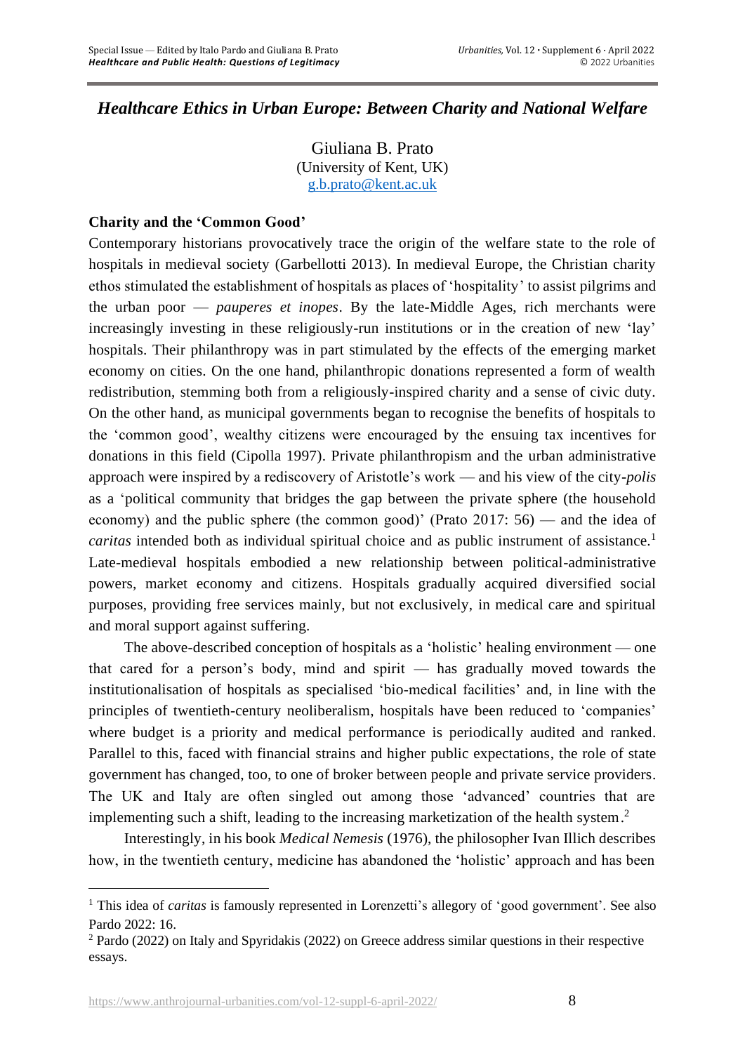# *Healthcare Ethics in Urban Europe: Between Charity and National Welfare*

Giuliana B. Prato
(University of Kent, UK)
g.b.prato@kent.ac.uk

## Charity and the 'Common Good'

Contemporary historians provocatively trace the origin of the welfare state to the role of hospitals in medieval society (Garbellotti 2013). In medieval Europe, the Christian charity ethos stimulated the establishment of hospitals as places of 'hospitality' to assist pilgrims and the urban poor — *pauperes et inopes*. By the late-Middle Ages, rich merchants were increasingly investing in these religiously-run institutions or in the creation of new 'lay' hospitals. Their philanthropy was in part stimulated by the effects of the emerging market economy on cities. On the one hand, philanthropic donations represented a form of wealth redistribution, stemming both from a religiously-inspired charity and a sense of civic duty. On the other hand, as municipal governments began to recognise the benefits of hospitals to the 'common good', wealthy citizens were encouraged by the ensuing tax incentives for donations in this field (Cipolla 1997). Private philanthropism and the urban administrative approach were inspired by a rediscovery of Aristotle's work — and his view of the city-*polis* as a 'political community that bridges the gap between the private sphere (the household economy) and the public sphere (the common good)' (Prato 2017: 56) — and the idea of *caritas* intended both as individual spiritual choice and as public instrument of assistance.[1] Late-medieval hospitals embodied a new relationship between political-administrative powers, market economy and citizens. Hospitals gradually acquired diversified social purposes, providing free services mainly, but not exclusively, in medical care and spiritual and moral support against suffering.

The above-described conception of hospitals as a 'holistic' healing environment — one that cared for a person's body, mind and spirit — has gradually moved towards the institutionalisation of hospitals as specialised 'bio-medical facilities' and, in line with the principles of twentieth-century neoliberalism, hospitals have been reduced to 'companies' where budget is a priority and medical performance is periodically audited and ranked. Parallel to this, faced with financial strains and higher public expectations, the role of state government has changed, too, to one of broker between people and private service providers. The UK and Italy are often singled out among those 'advanced' countries that are implementing such a shift, leading to the increasing marketization of the health system.[2]

Interestingly, in his book *Medical Nemesis* (1976), the philosopher Ivan Illich describes how, in the twentieth century, medicine has abandoned the 'holistic' approach and has been

---

[1] This idea of *caritas* is famously represented in Lorenzetti's allegory of 'good government'. See also Pardo 2022: 16.

[2] Pardo (2022) on Italy and Spyridakis (2022) on Greece address similar questions in their respective essays.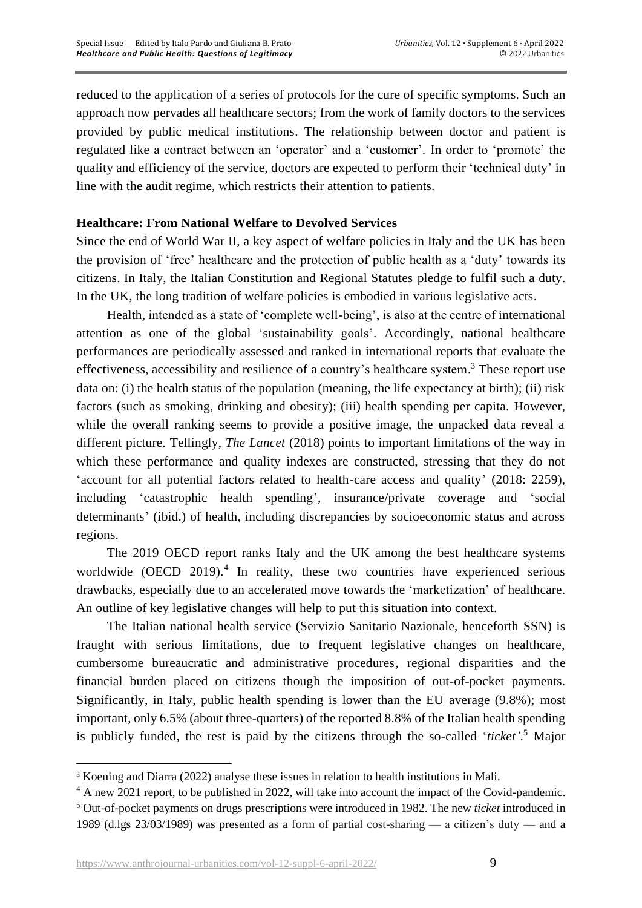reduced to the application of a series of protocols for the cure of specific symptoms. Such an approach now pervades all healthcare sectors; from the work of family doctors to the services provided by public medical institutions. The relationship between doctor and patient is regulated like a contract between an 'operator' and a 'customer'. In order to 'promote' the quality and efficiency of the service, doctors are expected to perform their 'technical duty' in line with the audit regime, which restricts their attention to patients.

**Healthcare: From National Welfare to Devolved Services**

Since the end of World War II, a key aspect of welfare policies in Italy and the UK has been the provision of 'free' healthcare and the protection of public health as a 'duty' towards its citizens. In Italy, the Italian Constitution and Regional Statutes pledge to fulfil such a duty. In the UK, the long tradition of welfare policies is embodied in various legislative acts.

Health, intended as a state of 'complete well-being', is also at the centre of international attention as one of the global 'sustainability goals'. Accordingly, national healthcare performances are periodically assessed and ranked in international reports that evaluate the effectiveness, accessibility and resilience of a country's healthcare system.[3] These report use data on: (i) the health status of the population (meaning, the life expectancy at birth); (ii) risk factors (such as smoking, drinking and obesity); (iii) health spending per capita. However, while the overall ranking seems to provide a positive image, the unpacked data reveal a different picture. Tellingly, *The Lancet* (2018) points to important limitations of the way in which these performance and quality indexes are constructed, stressing that they do not 'account for all potential factors related to health-care access and quality' (2018: 2259), including 'catastrophic health spending', insurance/private coverage and 'social determinants' (ibid.) of health, including discrepancies by socioeconomic status and across regions.

The 2019 OECD report ranks Italy and the UK among the best healthcare systems worldwide (OECD 2019).[4] In reality, these two countries have experienced serious drawbacks, especially due to an accelerated move towards the 'marketization' of healthcare. An outline of key legislative changes will help to put this situation into context.

The Italian national health service (Servizio Sanitario Nazionale, henceforth SSN) is fraught with serious limitations, due to frequent legislative changes on healthcare, cumbersome bureaucratic and administrative procedures, regional disparities and the financial burden placed on citizens though the imposition of out-of-pocket payments. Significantly, in Italy, public health spending is lower than the EU average (9.8%); most important, only 6.5% (about three-quarters) of the reported 8.8% of the Italian health spending is publicly funded, the rest is paid by the citizens through the so-called '*ticket*'.[5] Major

---

[3] Koening and Diarra (2022) analyse these issues in relation to health institutions in Mali.

[4] A new 2021 report, to be published in 2022, will take into account the impact of the Covid-pandemic.

[5] Out-of-pocket payments on drugs prescriptions were introduced in 1982. The new *ticket* introduced in 1989 (d.lgs 23/03/1989) was presented as a form of partial cost-sharing — a citizen's duty — and a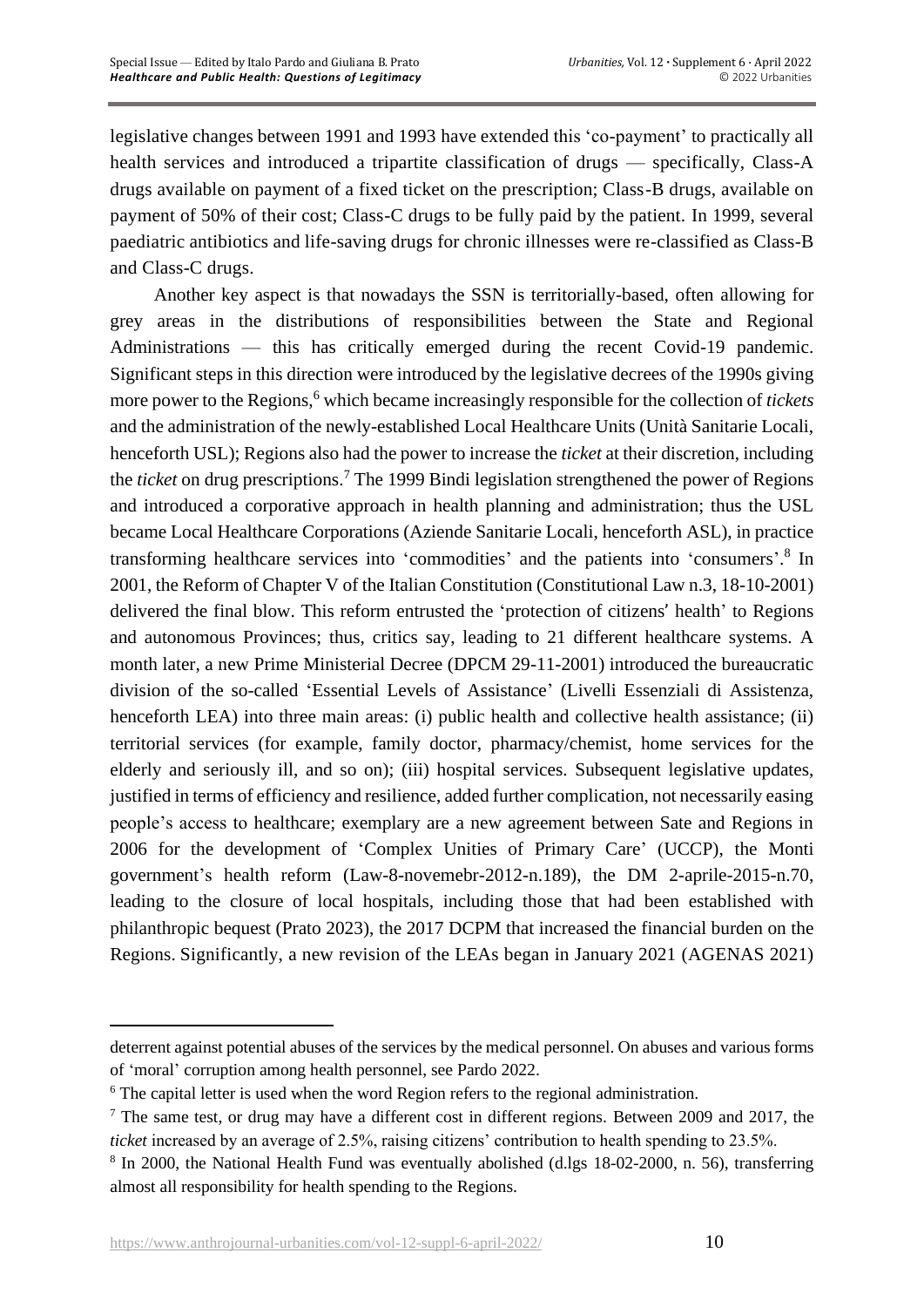legislative changes between 1991 and 1993 have extended this 'co-payment' to practically all health services and introduced a tripartite classification of drugs — specifically, Class-A drugs available on payment of a fixed ticket on the prescription; Class-B drugs, available on payment of 50% of their cost; Class-C drugs to be fully paid by the patient. In 1999, several paediatric antibiotics and life-saving drugs for chronic illnesses were re-classified as Class-B and Class-C drugs.

Another key aspect is that nowadays the SSN is territorially-based, often allowing for grey areas in the distributions of responsibilities between the State and Regional Administrations — this has critically emerged during the recent Covid-19 pandemic. Significant steps in this direction were introduced by the legislative decrees of the 1990s giving more power to the Regions,[6] which became increasingly responsible for the collection of *tickets* and the administration of the newly-established Local Healthcare Units (Unità Sanitarie Locali, henceforth USL); Regions also had the power to increase the *ticket* at their discretion, including the *ticket* on drug prescriptions.[7] The 1999 Bindi legislation strengthened the power of Regions and introduced a corporative approach in health planning and administration; thus the USL became Local Healthcare Corporations (Aziende Sanitarie Locali, henceforth ASL), in practice transforming healthcare services into 'commodities' and the patients into 'consumers'.[8] In 2001, the Reform of Chapter V of the Italian Constitution (Constitutional Law n.3, 18-10-2001) delivered the final blow. This reform entrusted the 'protection of citizens′ health' to Regions and autonomous Provinces; thus, critics say, leading to 21 different healthcare systems. A month later, a new Prime Ministerial Decree (DPCM 29-11-2001) introduced the bureaucratic division of the so-called 'Essential Levels of Assistance' (Livelli Essenziali di Assistenza, henceforth LEA) into three main areas: (i) public health and collective health assistance; (ii) territorial services (for example, family doctor, pharmacy/chemist, home services for the elderly and seriously ill, and so on); (iii) hospital services. Subsequent legislative updates, justified in terms of efficiency and resilience, added further complication, not necessarily easing people's access to healthcare; exemplary are a new agreement between Sate and Regions in 2006 for the development of 'Complex Unities of Primary Care' (UCCP), the Monti government's health reform (Law-8-novemebr-2012-n.189), the DM 2-aprile-2015-n.70, leading to the closure of local hospitals, including those that had been established with philanthropic bequest (Prato 2023), the 2017 DCPM that increased the financial burden on the Regions. Significantly, a new revision of the LEAs began in January 2021 (AGENAS 2021)

---

deterrent against potential abuses of the services by the medical personnel. On abuses and various forms of 'moral' corruption among health personnel, see Pardo 2022.

[6] The capital letter is used when the word Region refers to the regional administration.

[7] The same test, or drug may have a different cost in different regions. Between 2009 and 2017, the *ticket* increased by an average of 2.5%, raising citizens' contribution to health spending to 23.5%.

[8] In 2000, the National Health Fund was eventually abolished (d.lgs 18-02-2000, n. 56), transferring almost all responsibility for health spending to the Regions.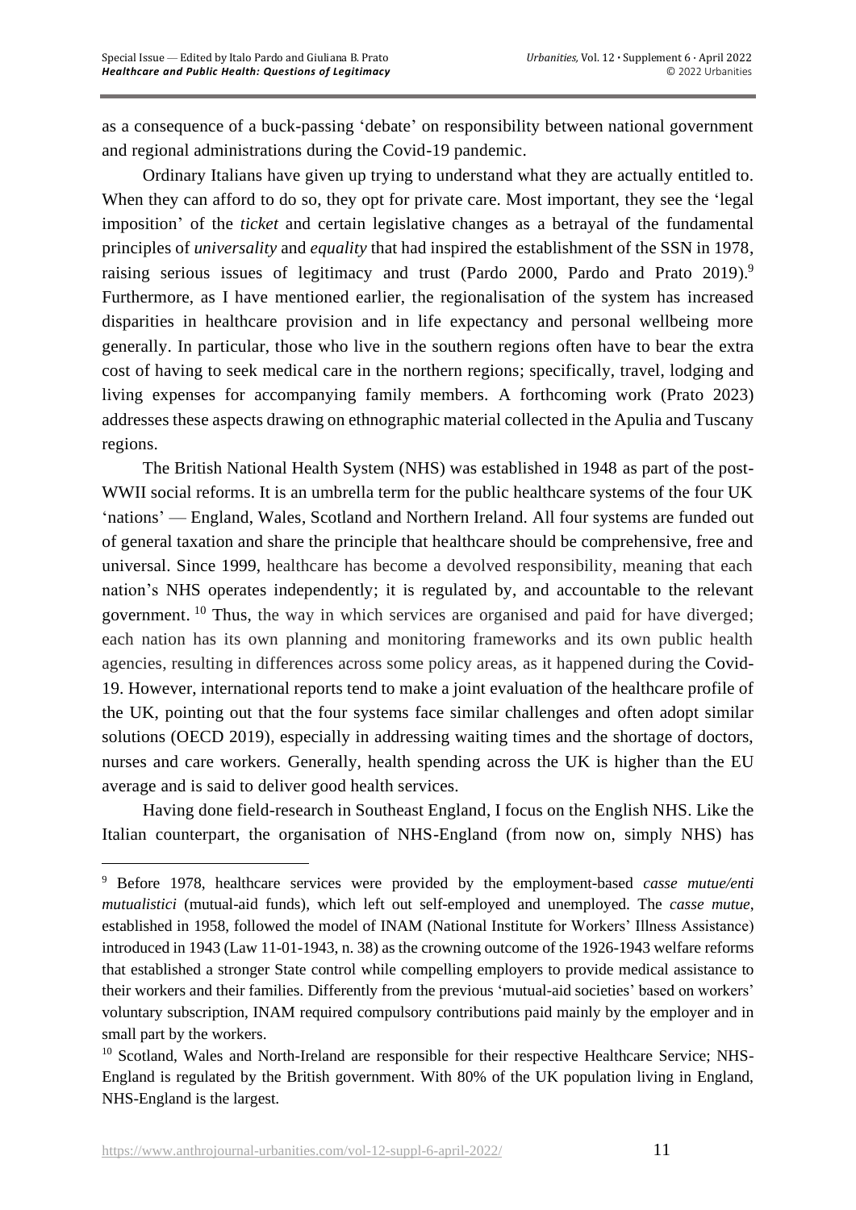as a consequence of a buck-passing 'debate' on responsibility between national government and regional administrations during the Covid-19 pandemic.

Ordinary Italians have given up trying to understand what they are actually entitled to. When they can afford to do so, they opt for private care. Most important, they see the 'legal imposition' of the *ticket* and certain legislative changes as a betrayal of the fundamental principles of *universality* and *equality* that had inspired the establishment of the SSN in 1978, raising serious issues of legitimacy and trust (Pardo 2000, Pardo and Prato 2019).[9] Furthermore, as I have mentioned earlier, the regionalisation of the system has increased disparities in healthcare provision and in life expectancy and personal wellbeing more generally. In particular, those who live in the southern regions often have to bear the extra cost of having to seek medical care in the northern regions; specifically, travel, lodging and living expenses for accompanying family members. A forthcoming work (Prato 2023) addresses these aspects drawing on ethnographic material collected in the Apulia and Tuscany regions.

The British National Health System (NHS) was established in 1948 as part of the post-WWII social reforms. It is an umbrella term for the public healthcare systems of the four UK 'nations' — England, Wales, Scotland and Northern Ireland. All four systems are funded out of general taxation and share the principle that healthcare should be comprehensive, free and universal. Since 1999, healthcare has become a devolved responsibility, meaning that each nation's NHS operates independently; it is regulated by, and accountable to the relevant government.[10] Thus, the way in which services are organised and paid for have diverged; each nation has its own planning and monitoring frameworks and its own public health agencies, resulting in differences across some policy areas, as it happened during the Covid-19. However, international reports tend to make a joint evaluation of the healthcare profile of the UK, pointing out that the four systems face similar challenges and often adopt similar solutions (OECD 2019), especially in addressing waiting times and the shortage of doctors, nurses and care workers. Generally, health spending across the UK is higher than the EU average and is said to deliver good health services.

Having done field-research in Southeast England, I focus on the English NHS. Like the Italian counterpart, the organisation of NHS-England (from now on, simply NHS) has

---

[9] Before 1978, healthcare services were provided by the employment-based *casse mutue/enti mutualistici* (mutual-aid funds), which left out self-employed and unemployed. The *casse mutue*, established in 1958, followed the model of INAM (National Institute for Workers' Illness Assistance) introduced in 1943 (Law 11-01-1943, n. 38) as the crowning outcome of the 1926-1943 welfare reforms that established a stronger State control while compelling employers to provide medical assistance to their workers and their families. Differently from the previous 'mutual-aid societies' based on workers' voluntary subscription, INAM required compulsory contributions paid mainly by the employer and in small part by the workers.

[10] Scotland, Wales and North-Ireland are responsible for their respective Healthcare Service; NHS-England is regulated by the British government. With 80% of the UK population living in England, NHS-England is the largest.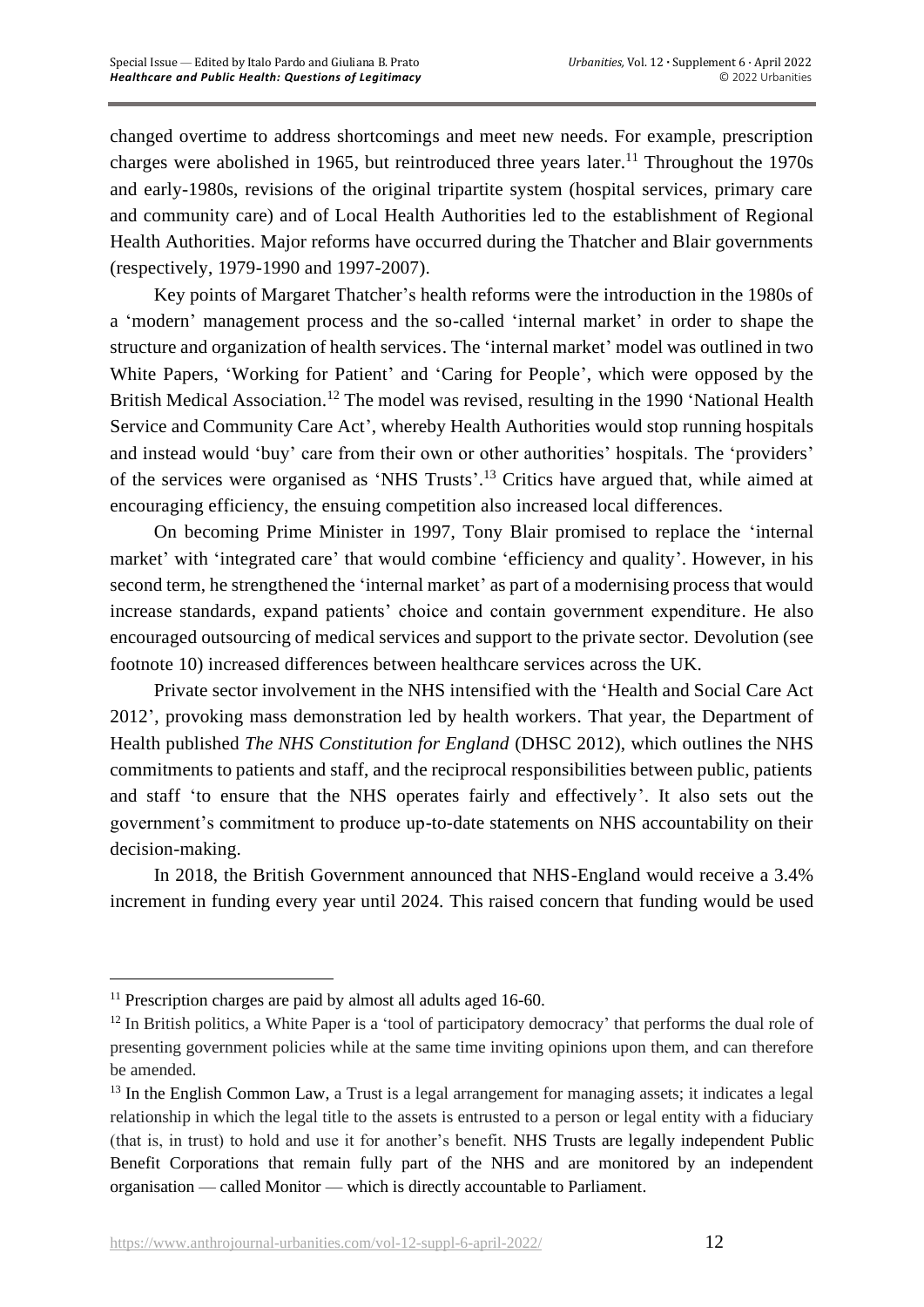changed overtime to address shortcomings and meet new needs. For example, prescription charges were abolished in 1965, but reintroduced three years later.[11] Throughout the 1970s and early-1980s, revisions of the original tripartite system (hospital services, primary care and community care) and of Local Health Authorities led to the establishment of Regional Health Authorities. Major reforms have occurred during the Thatcher and Blair governments (respectively, 1979-1990 and 1997-2007).

Key points of Margaret Thatcher's health reforms were the introduction in the 1980s of a 'modern' management process and the so-called 'internal market' in order to shape the structure and organization of health services. The 'internal market' model was outlined in two White Papers, 'Working for Patient' and 'Caring for People', which were opposed by the British Medical Association.[12] The model was revised, resulting in the 1990 'National Health Service and Community Care Act', whereby Health Authorities would stop running hospitals and instead would 'buy' care from their own or other authorities' hospitals. The 'providers' of the services were organised as 'NHS Trusts'.[13] Critics have argued that, while aimed at encouraging efficiency, the ensuing competition also increased local differences.

On becoming Prime Minister in 1997, Tony Blair promised to replace the 'internal market' with 'integrated care' that would combine 'efficiency and quality'. However, in his second term, he strengthened the 'internal market' as part of a modernising process that would increase standards, expand patients' choice and contain government expenditure. He also encouraged outsourcing of medical services and support to the private sector. Devolution (see footnote 10) increased differences between healthcare services across the UK.

Private sector involvement in the NHS intensified with the 'Health and Social Care Act 2012', provoking mass demonstration led by health workers. That year, the Department of Health published *The NHS Constitution for England* (DHSC 2012), which outlines the NHS commitments to patients and staff, and the reciprocal responsibilities between public, patients and staff 'to ensure that the NHS operates fairly and effectively'. It also sets out the government's commitment to produce up-to-date statements on NHS accountability on their decision-making.

In 2018, the British Government announced that NHS-England would receive a 3.4% increment in funding every year until 2024. This raised concern that funding would be used

---

[11] Prescription charges are paid by almost all adults aged 16-60.

[12] In British politics, a White Paper is a 'tool of participatory democracy' that performs the dual role of presenting government policies while at the same time inviting opinions upon them, and can therefore be amended.

[13] In the English Common Law, a Trust is a legal arrangement for managing assets; it indicates a legal relationship in which the legal title to the assets is entrusted to a person or legal entity with a fiduciary (that is, in trust) to hold and use it for another's benefit. NHS Trusts are legally independent Public Benefit Corporations that remain fully part of the NHS and are monitored by an independent organisation — called Monitor — which is directly accountable to Parliament.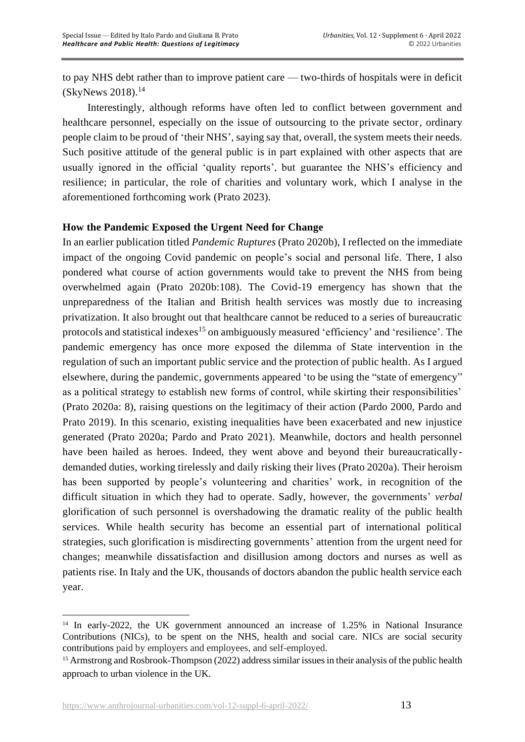to pay NHS debt rather than to improve patient care — two-thirds of hospitals were in deficit (SkyNews 2018).[14]

Interestingly, although reforms have often led to conflict between government and healthcare personnel, especially on the issue of outsourcing to the private sector, ordinary people claim to be proud of 'their NHS', saying say that, overall, the system meets their needs. Such positive attitude of the general public is in part explained with other aspects that are usually ignored in the official 'quality reports', but guarantee the NHS's efficiency and resilience; in particular, the role of charities and voluntary work, which I analyse in the aforementioned forthcoming work (Prato 2023).

**How the Pandemic Exposed the Urgent Need for Change**

In an earlier publication titled *Pandemic Ruptures* (Prato 2020b), I reflected on the immediate impact of the ongoing Covid pandemic on people's social and personal life. There, I also pondered what course of action governments would take to prevent the NHS from being overwhelmed again (Prato 2020b:108). The Covid-19 emergency has shown that the unpreparedness of the Italian and British health services was mostly due to increasing privatization. It also brought out that healthcare cannot be reduced to a series of bureaucratic protocols and statistical indexes[15] on ambiguously measured 'efficiency' and 'resilience'. The pandemic emergency has once more exposed the dilemma of State intervention in the regulation of such an important public service and the protection of public health. As I argued elsewhere, during the pandemic, governments appeared 'to be using the "state of emergency" as a political strategy to establish new forms of control, while skirting their responsibilities' (Prato 2020a: 8), raising questions on the legitimacy of their action (Pardo 2000, Pardo and Prato 2019). In this scenario, existing inequalities have been exacerbated and new injustice generated (Prato 2020a; Pardo and Prato 2021). Meanwhile, doctors and health personnel have been hailed as heroes. Indeed, they went above and beyond their bureaucratically-demanded duties, working tirelessly and daily risking their lives (Prato 2020a). Their heroism has been supported by people's volunteering and charities' work, in recognition of the difficult situation in which they had to operate. Sadly, however, the governments' *verbal* glorification of such personnel is overshadowing the dramatic reality of the public health services. While health security has become an essential part of international political strategies, such glorification is misdirecting governments' attention from the urgent need for changes; meanwhile dissatisfaction and disillusion among doctors and nurses as well as patients rise. In Italy and the UK, thousands of doctors abandon the public health service each year.

---

[14] In early-2022, the UK government announced an increase of 1.25% in National Insurance Contributions (NICs), to be spent on the NHS, health and social care. NICs are social security contributions paid by employers and employees, and self-employed.

[15] Armstrong and Rosbrook-Thompson (2022) address similar issues in their analysis of the public health approach to urban violence in the UK.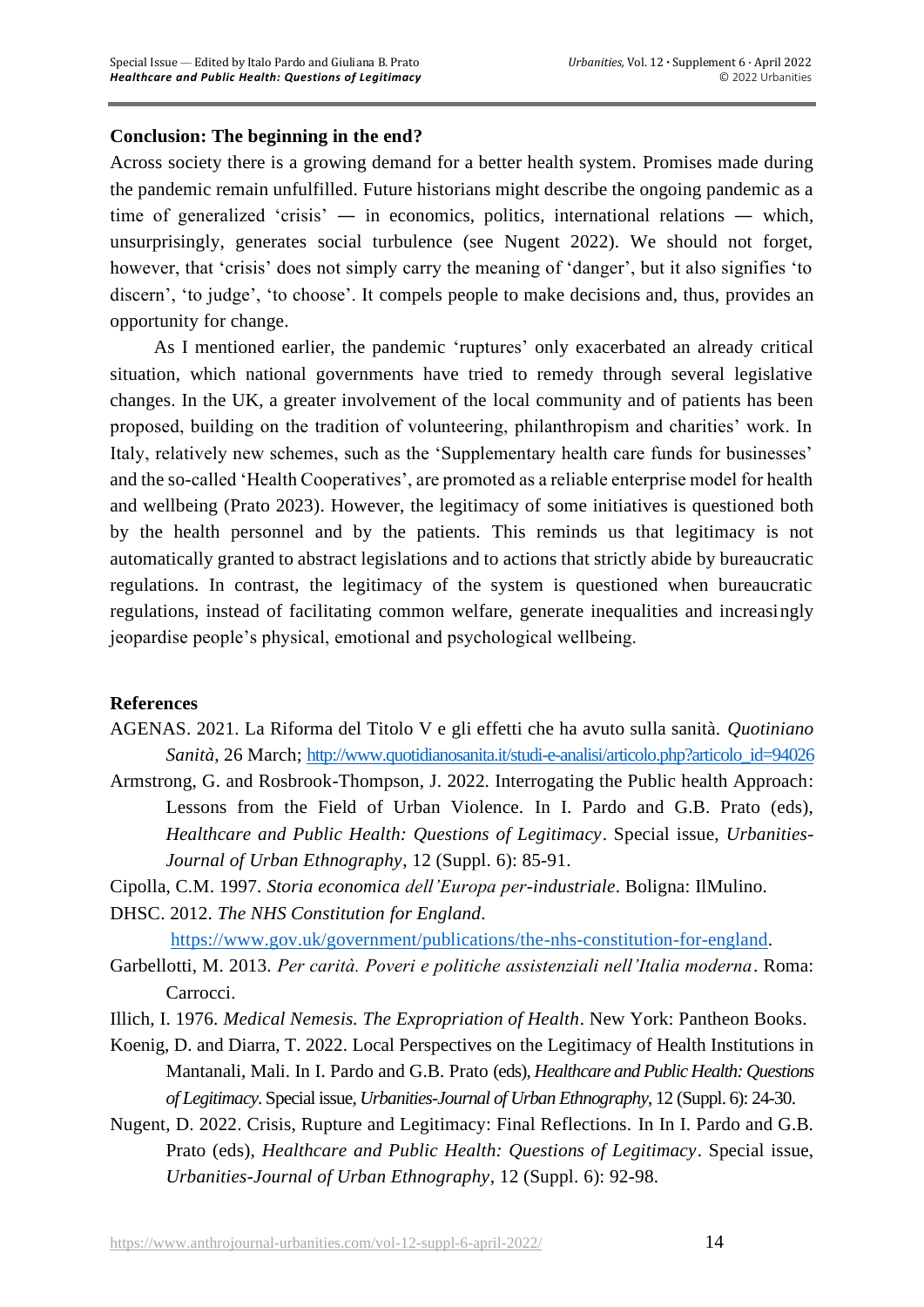## Conclusion: The beginning in the end?

Across society there is a growing demand for a better health system. Promises made during the pandemic remain unfulfilled. Future historians might describe the ongoing pandemic as a time of generalized 'crisis' — in economics, politics, international relations — which, unsurprisingly, generates social turbulence (see Nugent 2022). We should not forget, however, that 'crisis' does not simply carry the meaning of 'danger', but it also signifies 'to discern', 'to judge', 'to choose'. It compels people to make decisions and, thus, provides an opportunity for change.

As I mentioned earlier, the pandemic 'ruptures' only exacerbated an already critical situation, which national governments have tried to remedy through several legislative changes. In the UK, a greater involvement of the local community and of patients has been proposed, building on the tradition of volunteering, philanthropism and charities' work. In Italy, relatively new schemes, such as the 'Supplementary health care funds for businesses' and the so-called 'Health Cooperatives', are promoted as a reliable enterprise model for health and wellbeing (Prato 2023). However, the legitimacy of some initiatives is questioned both by the health personnel and by the patients. This reminds us that legitimacy is not automatically granted to abstract legislations and to actions that strictly abide by bureaucratic regulations. In contrast, the legitimacy of the system is questioned when bureaucratic regulations, instead of facilitating common welfare, generate inequalities and increasingly jeopardise people's physical, emotional and psychological wellbeing.

## References

AGENAS. 2021. La Riforma del Titolo V e gli effetti che ha avuto sulla sanità. *Quotiniano Sanità*, 26 March; http://www.quotidianosanita.it/studi-e-analisi/articolo.php?articolo_id=94026

Armstrong, G. and Rosbrook-Thompson, J. 2022. Interrogating the Public health Approach: Lessons from the Field of Urban Violence. In I. Pardo and G.B. Prato (eds), *Healthcare and Public Health: Questions of Legitimacy*. Special issue, *Urbanities-Journal of Urban Ethnography*, 12 (Suppl. 6): 85-91.

Cipolla, C.M. 1997. *Storia economica dell'Europa per-industriale*. Boligna: IlMulino.

DHSC. 2012. *The NHS Constitution for England*. https://www.gov.uk/government/publications/the-nhs-constitution-for-england.

Garbellotti, M. 2013. *Per carità. Poveri e politiche assistenziali nell'Italia moderna*. Roma: Carrocci.

Illich, I. 1976. *Medical Nemesis. The Expropriation of Health*. New York: Pantheon Books.

Koenig, D. and Diarra, T. 2022. Local Perspectives on the Legitimacy of Health Institutions in Mantanali, Mali. In I. Pardo and G.B. Prato (eds), *Healthcare and Public Health: Questions of Legitimacy*. Special issue, *Urbanities-Journal of Urban Ethnography*, 12 (Suppl. 6): 24-30.

Nugent, D. 2022. Crisis, Rupture and Legitimacy: Final Reflections. In In I. Pardo and G.B. Prato (eds), *Healthcare and Public Health: Questions of Legitimacy*. Special issue, *Urbanities-Journal of Urban Ethnography*, 12 (Suppl. 6): 92-98.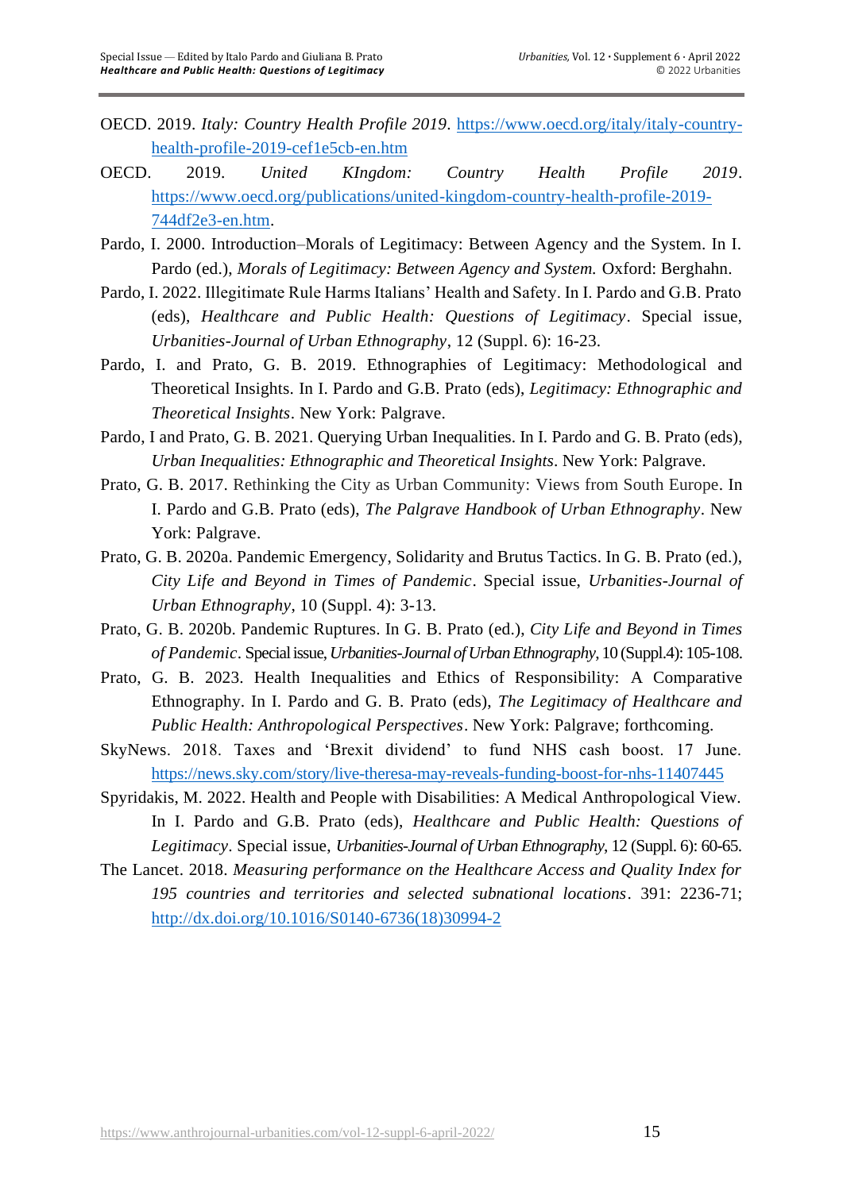OECD. 2019. *Italy: Country Health Profile 2019*. https://www.oecd.org/italy/italy-country-health-profile-2019-cef1e5cb-en.htm

OECD. 2019. *United KIngdom: Country Health Profile 2019*. https://www.oecd.org/publications/united-kingdom-country-health-profile-2019-744df2e3-en.htm.

Pardo, I. 2000. Introduction–Morals of Legitimacy: Between Agency and the System. In I. Pardo (ed.), *Morals of Legitimacy: Between Agency and System.* Oxford: Berghahn.

Pardo, I. 2022. Illegitimate Rule Harms Italians' Health and Safety. In I. Pardo and G.B. Prato (eds), *Healthcare and Public Health: Questions of Legitimacy*. Special issue, *Urbanities-Journal of Urban Ethnography*, 12 (Suppl. 6): 16-23.

Pardo, I. and Prato, G. B. 2019. Ethnographies of Legitimacy: Methodological and Theoretical Insights. In I. Pardo and G.B. Prato (eds), *Legitimacy: Ethnographic and Theoretical Insights*. New York: Palgrave.

Pardo, I and Prato, G. B. 2021. Querying Urban Inequalities. In I. Pardo and G. B. Prato (eds), *Urban Inequalities: Ethnographic and Theoretical Insights*. New York: Palgrave.

Prato, G. B. 2017. Rethinking the City as Urban Community: Views from South Europe. In I. Pardo and G.B. Prato (eds), *The Palgrave Handbook of Urban Ethnography*. New York: Palgrave.

Prato, G. B. 2020a. Pandemic Emergency, Solidarity and Brutus Tactics. In G. B. Prato (ed.), *City Life and Beyond in Times of Pandemic*. Special issue, *Urbanities-Journal of Urban Ethnography*, 10 (Suppl. 4): 3-13.

Prato, G. B. 2020b. Pandemic Ruptures. In G. B. Prato (ed.), *City Life and Beyond in Times of Pandemic*. Special issue, *Urbanities-Journal of Urban Ethnography*, 10 (Suppl.4): 105-108.

Prato, G. B. 2023. Health Inequalities and Ethics of Responsibility: A Comparative Ethnography. In I. Pardo and G. B. Prato (eds), *The Legitimacy of Healthcare and Public Health: Anthropological Perspectives*. New York: Palgrave; forthcoming.

SkyNews. 2018. Taxes and 'Brexit dividend' to fund NHS cash boost. 17 June. https://news.sky.com/story/live-theresa-may-reveals-funding-boost-for-nhs-11407445

Spyridakis, M. 2022. Health and People with Disabilities: A Medical Anthropological View. In I. Pardo and G.B. Prato (eds), *Healthcare and Public Health: Questions of Legitimacy*. Special issue, *Urbanities-Journal of Urban Ethnography*, 12 (Suppl. 6): 60-65.

The Lancet. 2018. *Measuring performance on the Healthcare Access and Quality Index for 195 countries and territories and selected subnational locations*. 391: 2236-71; http://dx.doi.org/10.1016/S0140-6736(18)30994-2